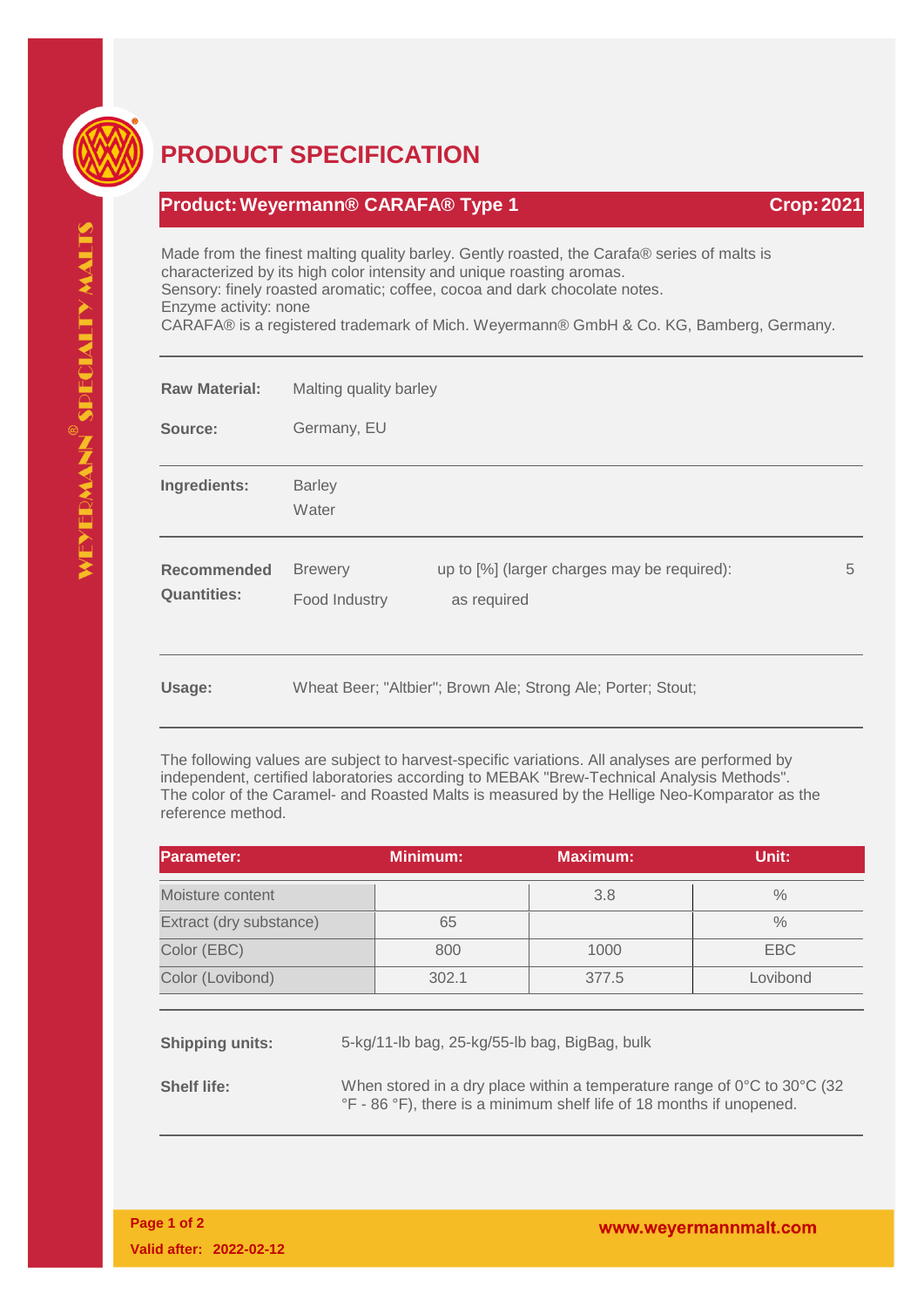# PRODUCT SPECIFICATION

**Product: Weyermann® CARAFA® Type 1** **Crop: 2021**

Made from the finest malting quality barley. Gently roasted, the Carafa® series of malts is characterized by its high color intensity and unique roasting aromas.
Sensory: finely roasted aromatic; coffee, cocoa and dark chocolate notes.
Enzyme activity: none
CARAFA® is a registered trademark of Mich. Weyermann® GmbH & Co. KG, Bamberg, Germany.

**Raw Material:** Malting quality barley

**Source:** Germany, EU

**Ingredients:** Barley
Water

**Recommended Quantities:**

| | | |
|---|---|---|
| Brewery | up to [%] (larger charges may be required): | 5 |
| Food Industry | as required | |

**Usage:** Wheat Beer; "Altbier"; Brown Ale; Strong Ale; Porter; Stout;

The following values are subject to harvest-specific variations. All analyses are performed by independent, certified laboratories according to MEBAK "Brew-Technical Analysis Methods". The color of the Caramel- and Roasted Malts is measured by the Hellige Neo-Komparator as the reference method.

| Parameter: | Minimum: | Maximum: | Unit: |
|---|---|---|---|
| Moisture content | | 3.8 | % |
| Extract (dry substance) | 65 | | % |
| Color (EBC) | 800 | 1000 | EBC |
| Color (Lovibond) | 302.1 | 377.5 | Lovibond |

**Shipping units:** 5-kg/11-lb bag, 25-kg/55-lb bag, BigBag, bulk

**Shelf life:** When stored in a dry place within a temperature range of 0°C to 30°C (32 °F - 86 °F), there is a minimum shelf life of 18 months if unopened.

**Valid after: 2022-02-12**

**www.weyermannmalt.com**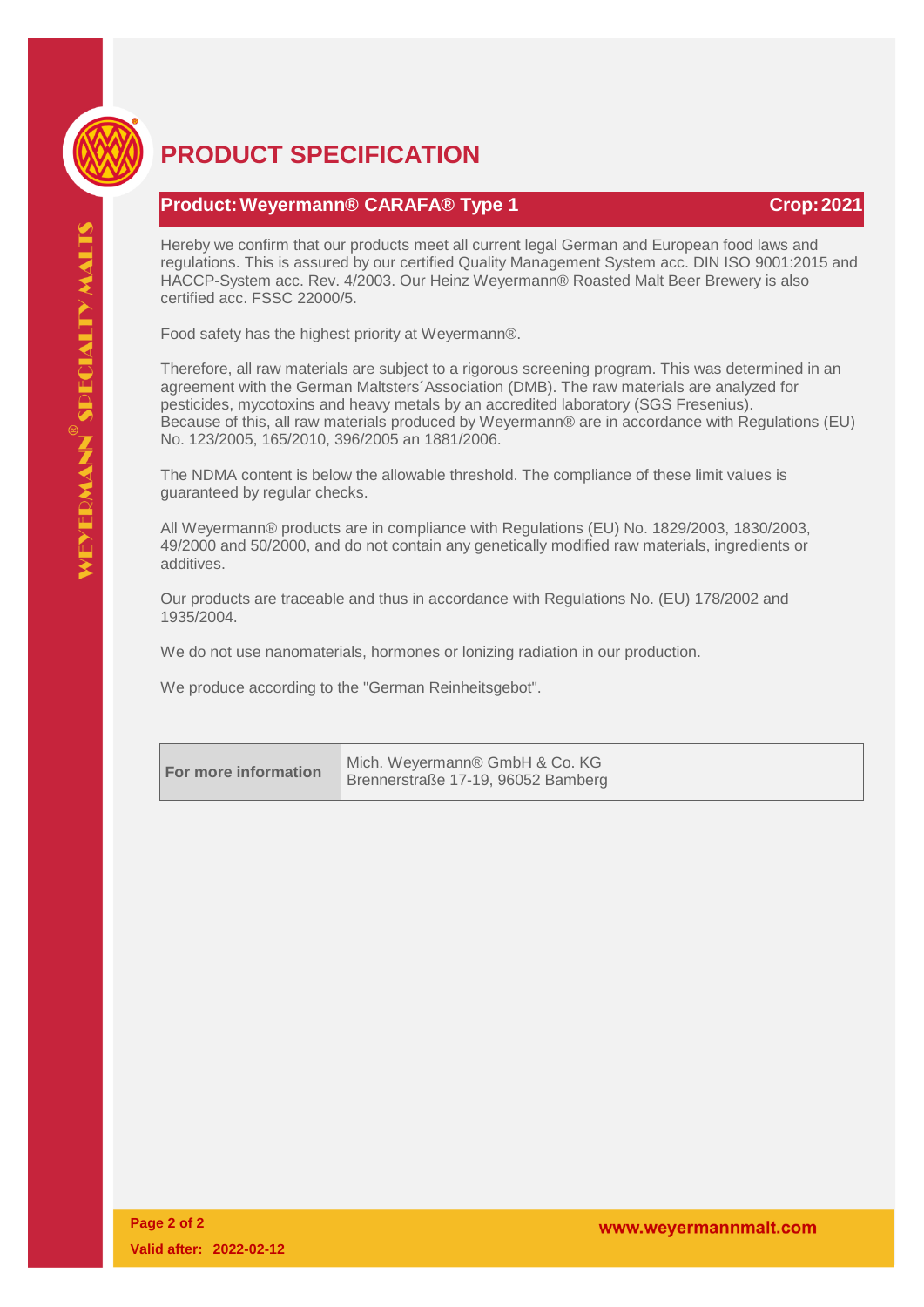# PRODUCT SPECIFICATION

**Product: Weyermann® CARAFA® Type 1** **Crop: 2021**

Hereby we confirm that our products meet all current legal German and European food laws and regulations. This is assured by our certified Quality Management System acc. DIN ISO 9001:2015 and HACCP-System acc. Rev. 4/2003. Our Heinz Weyermann® Roasted Malt Beer Brewery is also certified acc. FSSC 22000/5.

Food safety has the highest priority at Weyermann®.

Therefore, all raw materials are subject to a rigorous screening program. This was determined in an agreement with the German Maltsters´Association (DMB). The raw materials are analyzed for pesticides, mycotoxins and heavy metals by an accredited laboratory (SGS Fresenius). Because of this, all raw materials produced by Weyermann® are in accordance with Regulations (EU) No. 123/2005, 165/2010, 396/2005 an 1881/2006.

The NDMA content is below the allowable threshold. The compliance of these limit values is guaranteed by regular checks.

All Weyermann® products are in compliance with Regulations (EU) No. 1829/2003, 1830/2003, 49/2000 and 50/2000, and do not contain any genetically modified raw materials, ingredients or additives.

Our products are traceable and thus in accordance with Regulations No. (EU) 178/2002 and 1935/2004.

We do not use nanomaterials, hormones or Ionizing radiation in our production.

We produce according to the "German Reinheitsgebot".

| | |
|---|---|
| **For more information** | Mich. Weyermann® GmbH & Co. KG<br>Brennerstraße 17-19, 96052 Bamberg |

**Valid after: 2022-02-12**

**www.weyermannmalt.com**